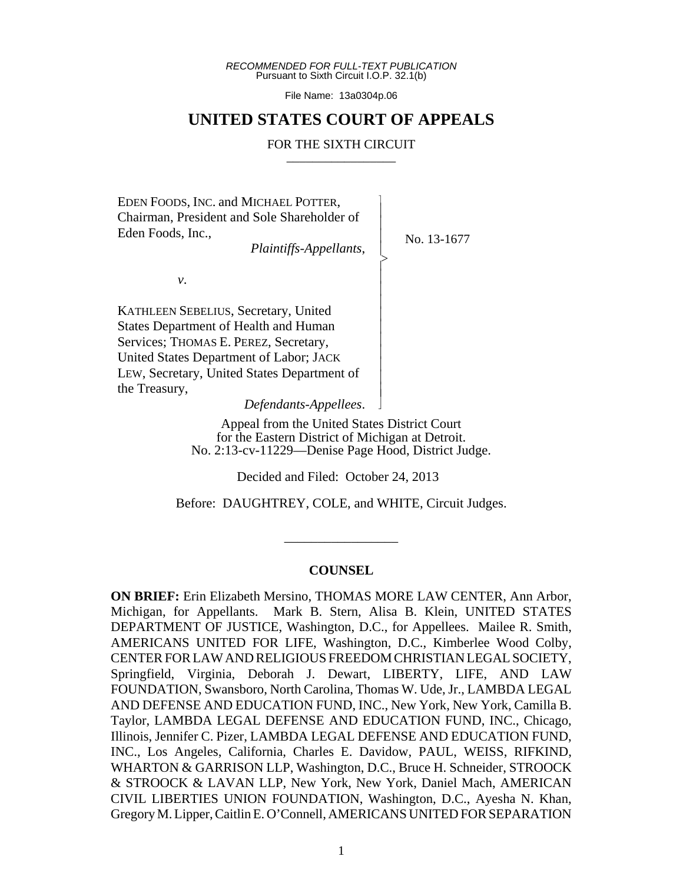*RECOMMENDED FOR FULL-TEXT PUBLICATION*
Pursuant to Sixth Circuit I.O.P. 32.1(b)

File Name: 13a0304p.06

# UNITED STATES COURT OF APPEALS

## FOR THE SIXTH CIRCUIT

EDEN FOODS, INC. and MICHAEL POTTER, Chairman, President and Sole Shareholder of Eden Foods, Inc.,
*Plaintiffs-Appellants*,

*v.*

KATHLEEN SEBELIUS, Secretary, United States Department of Health and Human Services; THOMAS E. PEREZ, Secretary, United States Department of Labor; JACK LEW, Secretary, United States Department of the Treasury,
*Defendants-Appellees*.

No. 13-1677

Appeal from the United States District Court for the Eastern District of Michigan at Detroit.
No. 2:13-cv-11229—Denise Page Hood, District Judge.

Decided and Filed: October 24, 2013

Before: DAUGHTREY, COLE, and WHITE, Circuit Judges.

### COUNSEL

**ON BRIEF:** Erin Elizabeth Mersino, THOMAS MORE LAW CENTER, Ann Arbor, Michigan, for Appellants. Mark B. Stern, Alisa B. Klein, UNITED STATES DEPARTMENT OF JUSTICE, Washington, D.C., for Appellees. Mailee R. Smith, AMERICANS UNITED FOR LIFE, Washington, D.C., Kimberlee Wood Colby, CENTER FOR LAW AND RELIGIOUS FREEDOM CHRISTIAN LEGAL SOCIETY, Springfield, Virginia, Deborah J. Dewart, LIBERTY, LIFE, AND LAW FOUNDATION, Swansboro, North Carolina, Thomas W. Ude, Jr., LAMBDA LEGAL AND DEFENSE AND EDUCATION FUND, INC., New York, New York, Camilla B. Taylor, LAMBDA LEGAL DEFENSE AND EDUCATION FUND, INC., Chicago, Illinois, Jennifer C. Pizer, LAMBDA LEGAL DEFENSE AND EDUCATION FUND, INC., Los Angeles, California, Charles E. Davidow, PAUL, WEISS, RIFKIND, WHARTON & GARRISON LLP, Washington, D.C., Bruce H. Schneider, STROOCK & STROOCK & LAVAN LLP, New York, New York, Daniel Mach, AMERICAN CIVIL LIBERTIES UNION FOUNDATION, Washington, D.C., Ayesha N. Khan, Gregory M. Lipper, Caitlin E. O'Connell, AMERICANS UNITED FOR SEPARATION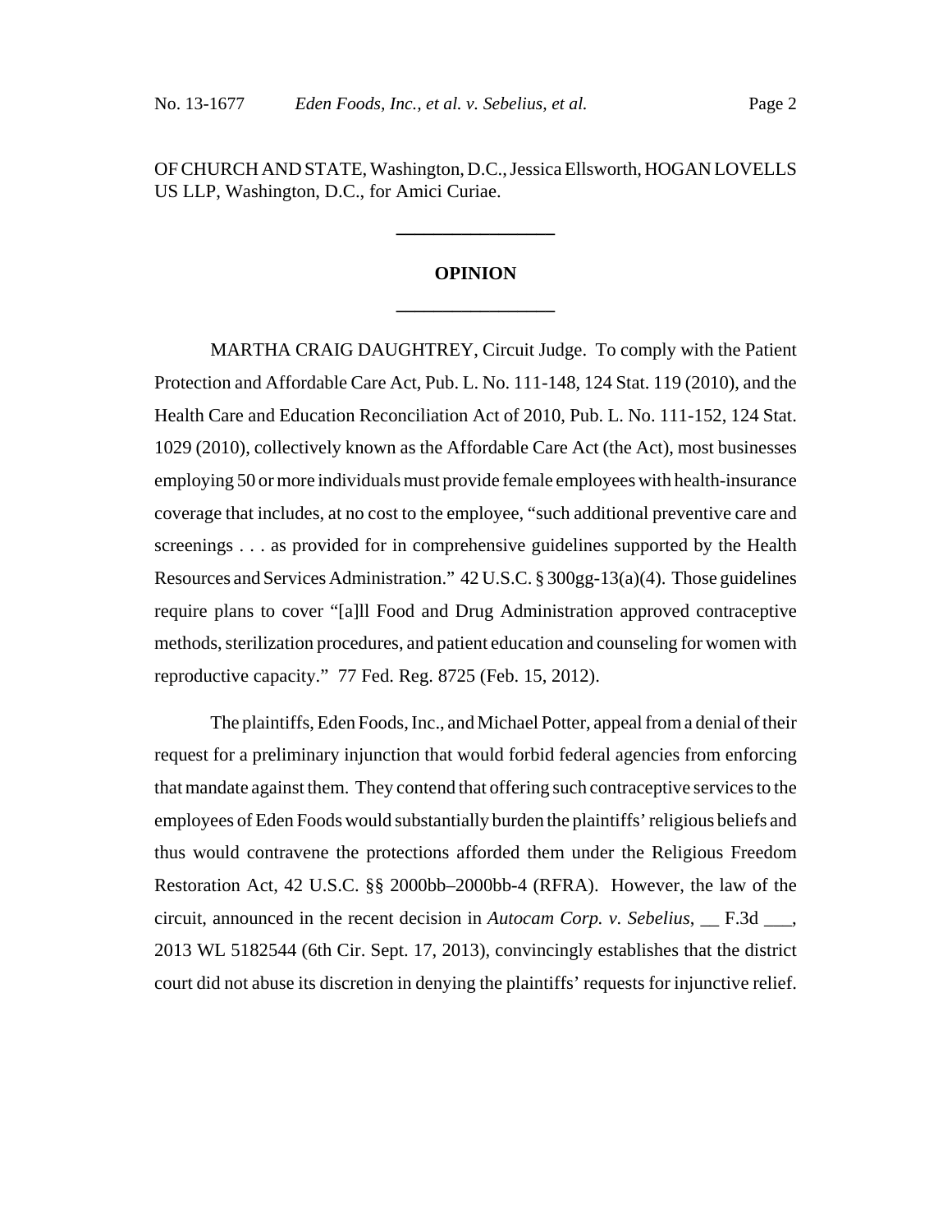OF CHURCH AND STATE, Washington, D.C., Jessica Ellsworth, HOGAN LOVELLS US LLP, Washington, D.C., for Amici Curiae.

---

**OPINION**

---

MARTHA CRAIG DAUGHTREY, Circuit Judge. To comply with the Patient Protection and Affordable Care Act, Pub. L. No. 111-148, 124 Stat. 119 (2010), and the Health Care and Education Reconciliation Act of 2010, Pub. L. No. 111-152, 124 Stat. 1029 (2010), collectively known as the Affordable Care Act (the Act), most businesses employing 50 or more individuals must provide female employees with health-insurance coverage that includes, at no cost to the employee, "such additional preventive care and screenings . . . as provided for in comprehensive guidelines supported by the Health Resources and Services Administration." 42 U.S.C. § 300gg-13(a)(4). Those guidelines require plans to cover "[a]ll Food and Drug Administration approved contraceptive methods, sterilization procedures, and patient education and counseling for women with reproductive capacity." 77 Fed. Reg. 8725 (Feb. 15, 2012).

The plaintiffs, Eden Foods, Inc., and Michael Potter, appeal from a denial of their request for a preliminary injunction that would forbid federal agencies from enforcing that mandate against them. They contend that offering such contraceptive services to the employees of Eden Foods would substantially burden the plaintiffs' religious beliefs and thus would contravene the protections afforded them under the Religious Freedom Restoration Act, 42 U.S.C. §§ 2000bb–2000bb-4 (RFRA). However, the law of the circuit, announced in the recent decision in *Autocam Corp. v. Sebelius*, __ F.3d ___, 2013 WL 5182544 (6th Cir. Sept. 17, 2013), convincingly establishes that the district court did not abuse its discretion in denying the plaintiffs' requests for injunctive relief.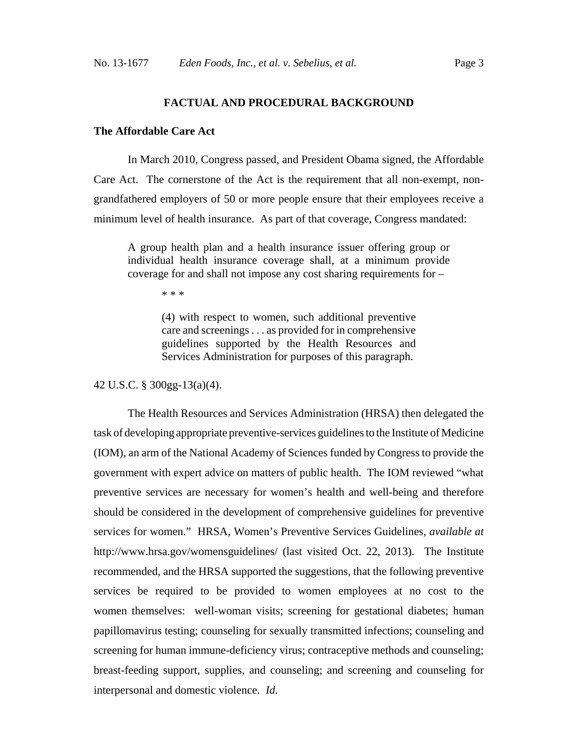## FACTUAL AND PROCEDURAL BACKGROUND

### The Affordable Care Act

In March 2010, Congress passed, and President Obama signed, the Affordable Care Act. The cornerstone of the Act is the requirement that all non-exempt, non-grandfathered employers of 50 or more people ensure that their employees receive a minimum level of health insurance. As part of that coverage, Congress mandated:

> A group health plan and a health insurance issuer offering group or individual health insurance coverage shall, at a minimum provide coverage for and shall not impose any cost sharing requirements for –
>
> \* \* \*
>
> > (4) with respect to women, such additional preventive care and screenings . . . as provided for in comprehensive guidelines supported by the Health Resources and Services Administration for purposes of this paragraph.

42 U.S.C. § 300gg-13(a)(4).

The Health Resources and Services Administration (HRSA) then delegated the task of developing appropriate preventive-services guidelines to the Institute of Medicine (IOM), an arm of the National Academy of Sciences funded by Congress to provide the government with expert advice on matters of public health. The IOM reviewed "what preventive services are necessary for women's health and well-being and therefore should be considered in the development of comprehensive guidelines for preventive services for women." HRSA, Women's Preventive Services Guidelines, *available at* http://www.hrsa.gov/womensguidelines/ (last visited Oct. 22, 2013). The Institute recommended, and the HRSA supported the suggestions, that the following preventive services be required to be provided to women employees at no cost to the women themselves: well-woman visits; screening for gestational diabetes; human papillomavirus testing; counseling for sexually transmitted infections; counseling and screening for human immune-deficiency virus; contraceptive methods and counseling; breast-feeding support, supplies, and counseling; and screening and counseling for interpersonal and domestic violence. *Id.*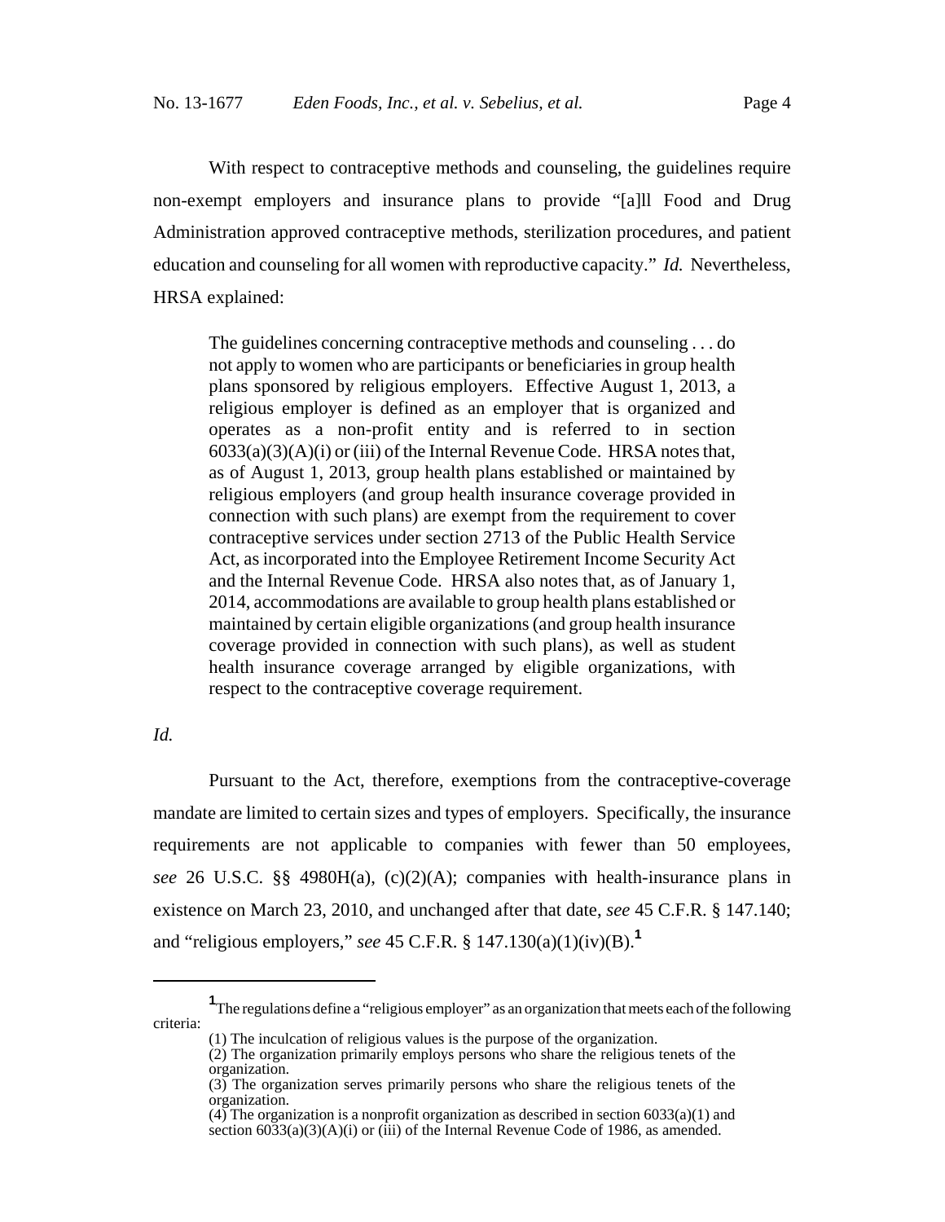With respect to contraceptive methods and counseling, the guidelines require non-exempt employers and insurance plans to provide "[a]ll Food and Drug Administration approved contraceptive methods, sterilization procedures, and patient education and counseling for all women with reproductive capacity." *Id.* Nevertheless, HRSA explained:

> The guidelines concerning contraceptive methods and counseling . . . do not apply to women who are participants or beneficiaries in group health plans sponsored by religious employers. Effective August 1, 2013, a religious employer is defined as an employer that is organized and operates as a non-profit entity and is referred to in section 6033(a)(3)(A)(i) or (iii) of the Internal Revenue Code. HRSA notes that, as of August 1, 2013, group health plans established or maintained by religious employers (and group health insurance coverage provided in connection with such plans) are exempt from the requirement to cover contraceptive services under section 2713 of the Public Health Service Act, as incorporated into the Employee Retirement Income Security Act and the Internal Revenue Code. HRSA also notes that, as of January 1, 2014, accommodations are available to group health plans established or maintained by certain eligible organizations (and group health insurance coverage provided in connection with such plans), as well as student health insurance coverage arranged by eligible organizations, with respect to the contraceptive coverage requirement.

*Id.*

Pursuant to the Act, therefore, exemptions from the contraceptive-coverage mandate are limited to certain sizes and types of employers. Specifically, the insurance requirements are not applicable to companies with fewer than 50 employees, *see* 26 U.S.C. §§ 4980H(a), (c)(2)(A); companies with health-insurance plans in existence on March 23, 2010, and unchanged after that date, *see* 45 C.F.R. § 147.140; and "religious employers," *see* 45 C.F.R. § 147.130(a)(1)(iv)(B).[1]

---

[1] The regulations define a "religious employer" as an organization that meets each of the following criteria:

> (1) The inculcation of religious values is the purpose of the organization.
> (2) The organization primarily employs persons who share the religious tenets of the organization.
> (3) The organization serves primarily persons who share the religious tenets of the organization.
> (4) The organization is a nonprofit organization as described in section 6033(a)(1) and section 6033(a)(3)(A)(i) or (iii) of the Internal Revenue Code of 1986, as amended.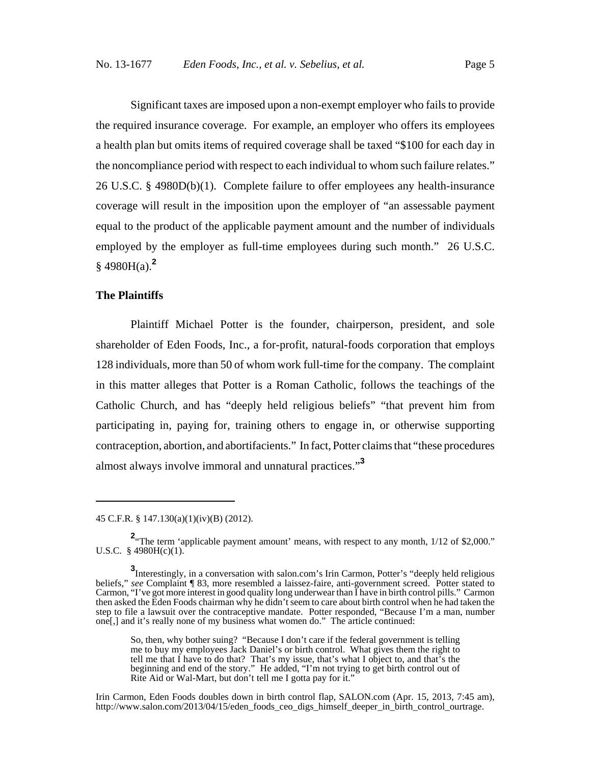Significant taxes are imposed upon a non-exempt employer who fails to provide the required insurance coverage. For example, an employer who offers its employees a health plan but omits items of required coverage shall be taxed "$100 for each day in the noncompliance period with respect to each individual to whom such failure relates." 26 U.S.C. § 4980D(b)(1). Complete failure to offer employees any health-insurance coverage will result in the imposition upon the employer of "an assessable payment equal to the product of the applicable payment amount and the number of individuals employed by the employer as full-time employees during such month." 26 U.S.C. § 4980H(a).[2]

**The Plaintiffs**

Plaintiff Michael Potter is the founder, chairperson, president, and sole shareholder of Eden Foods, Inc., a for-profit, natural-foods corporation that employs 128 individuals, more than 50 of whom work full-time for the company. The complaint in this matter alleges that Potter is a Roman Catholic, follows the teachings of the Catholic Church, and has "deeply held religious beliefs" "that prevent him from participating in, paying for, training others to engage in, or otherwise supporting contraception, abortion, and abortifacients." In fact, Potter claims that "these procedures almost always involve immoral and unnatural practices."[3]

---

45 C.F.R. § 147.130(a)(1)(iv)(B) (2012).

[2]"The term 'applicable payment amount' means, with respect to any month, 1/12 of $2,000." U.S.C. § 4980H(c)(1).

[3]Interestingly, in a conversation with salon.com's Irin Carmon, Potter's "deeply held religious beliefs," *see* Complaint ¶ 83, more resembled a laissez-faire, anti-government screed. Potter stated to Carmon, "I've got more interest in good quality long underwear than I have in birth control pills." Carmon then asked the Eden Foods chairman why he didn't seem to care about birth control when he had taken the step to file a lawsuit over the contraceptive mandate. Potter responded, "Because I'm a man, number one[,] and it's really none of my business what women do." The article continued:

> So, then, why bother suing? "Because I don't care if the federal government is telling me to buy my employees Jack Daniel's or birth control. What gives them the right to tell me that I have to do that? That's my issue, that's what I object to, and that's the beginning and end of the story." He added, "I'm not trying to get birth control out of Rite Aid or Wal-Mart, but don't tell me I gotta pay for it."

Irin Carmon, Eden Foods doubles down in birth control flap, SALON.com (Apr. 15, 2013, 7:45 am), http://www.salon.com/2013/04/15/eden_foods_ceo_digs_himself_deeper_in_birth_control_ourtrage.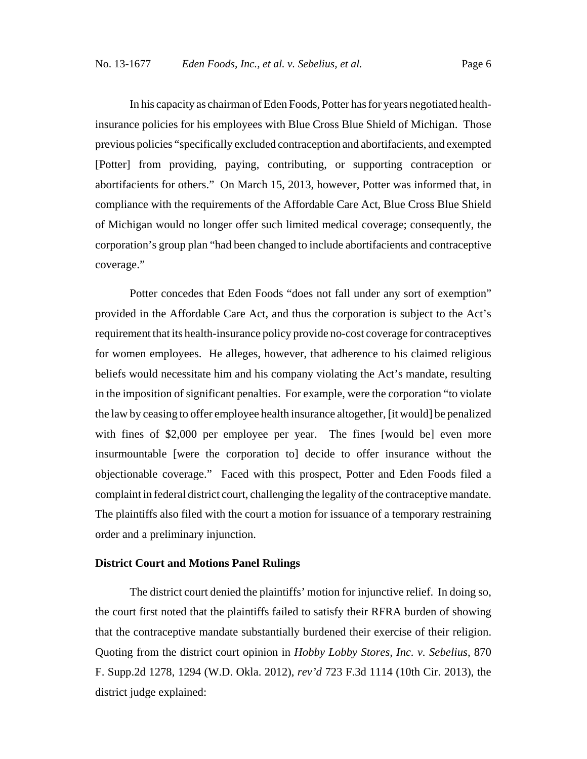In his capacity as chairman of Eden Foods, Potter has for years negotiated health-insurance policies for his employees with Blue Cross Blue Shield of Michigan. Those previous policies "specifically excluded contraception and abortifacients, and exempted [Potter] from providing, paying, contributing, or supporting contraception or abortifacients for others." On March 15, 2013, however, Potter was informed that, in compliance with the requirements of the Affordable Care Act, Blue Cross Blue Shield of Michigan would no longer offer such limited medical coverage; consequently, the corporation's group plan "had been changed to include abortifacients and contraceptive coverage."

Potter concedes that Eden Foods "does not fall under any sort of exemption" provided in the Affordable Care Act, and thus the corporation is subject to the Act's requirement that its health-insurance policy provide no-cost coverage for contraceptives for women employees. He alleges, however, that adherence to his claimed religious beliefs would necessitate him and his company violating the Act's mandate, resulting in the imposition of significant penalties. For example, were the corporation "to violate the law by ceasing to offer employee health insurance altogether, [it would] be penalized with fines of $2,000 per employee per year. The fines [would be] even more insurmountable [were the corporation to] decide to offer insurance without the objectionable coverage." Faced with this prospect, Potter and Eden Foods filed a complaint in federal district court, challenging the legality of the contraceptive mandate. The plaintiffs also filed with the court a motion for issuance of a temporary restraining order and a preliminary injunction.

**District Court and Motions Panel Rulings**

The district court denied the plaintiffs' motion for injunctive relief. In doing so, the court first noted that the plaintiffs failed to satisfy their RFRA burden of showing that the contraceptive mandate substantially burdened their exercise of their religion. Quoting from the district court opinion in *Hobby Lobby Stores, Inc. v. Sebelius*, 870 F. Supp.2d 1278, 1294 (W.D. Okla. 2012), *rev'd* 723 F.3d 1114 (10th Cir. 2013), the district judge explained: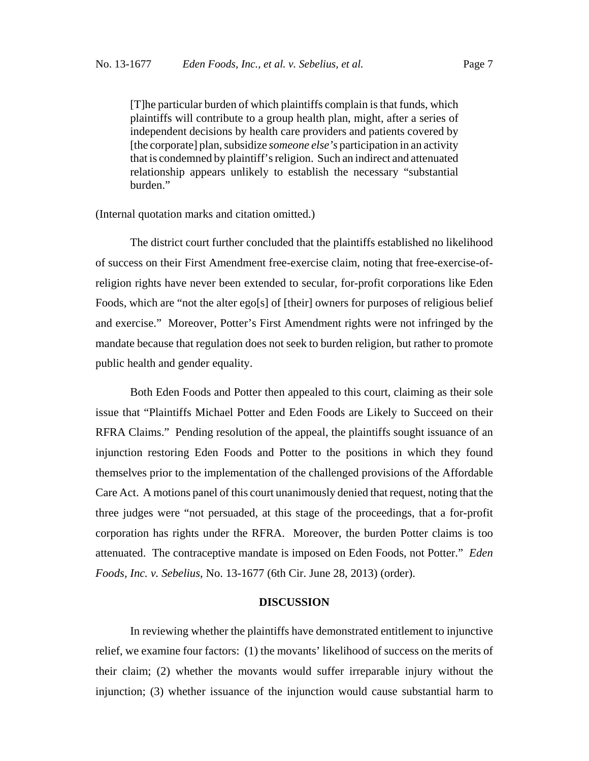> [T]he particular burden of which plaintiffs complain is that funds, which plaintiffs will contribute to a group health plan, might, after a series of independent decisions by health care providers and patients covered by [the corporate] plan, subsidize *someone else's* participation in an activity that is condemned by plaintiff's religion. Such an indirect and attenuated relationship appears unlikely to establish the necessary "substantial burden."

(Internal quotation marks and citation omitted.)

The district court further concluded that the plaintiffs established no likelihood of success on their First Amendment free-exercise claim, noting that free-exercise-of-religion rights have never been extended to secular, for-profit corporations like Eden Foods, which are "not the alter ego[s] of [their] owners for purposes of religious belief and exercise." Moreover, Potter's First Amendment rights were not infringed by the mandate because that regulation does not seek to burden religion, but rather to promote public health and gender equality.

Both Eden Foods and Potter then appealed to this court, claiming as their sole issue that "Plaintiffs Michael Potter and Eden Foods are Likely to Succeed on their RFRA Claims." Pending resolution of the appeal, the plaintiffs sought issuance of an injunction restoring Eden Foods and Potter to the positions in which they found themselves prior to the implementation of the challenged provisions of the Affordable Care Act. A motions panel of this court unanimously denied that request, noting that the three judges were "not persuaded, at this stage of the proceedings, that a for-profit corporation has rights under the RFRA. Moreover, the burden Potter claims is too attenuated. The contraceptive mandate is imposed on Eden Foods, not Potter." *Eden Foods, Inc. v. Sebelius*, No. 13-1677 (6th Cir. June 28, 2013) (order).

## DISCUSSION

In reviewing whether the plaintiffs have demonstrated entitlement to injunctive relief, we examine four factors: (1) the movants' likelihood of success on the merits of their claim; (2) whether the movants would suffer irreparable injury without the injunction; (3) whether issuance of the injunction would cause substantial harm to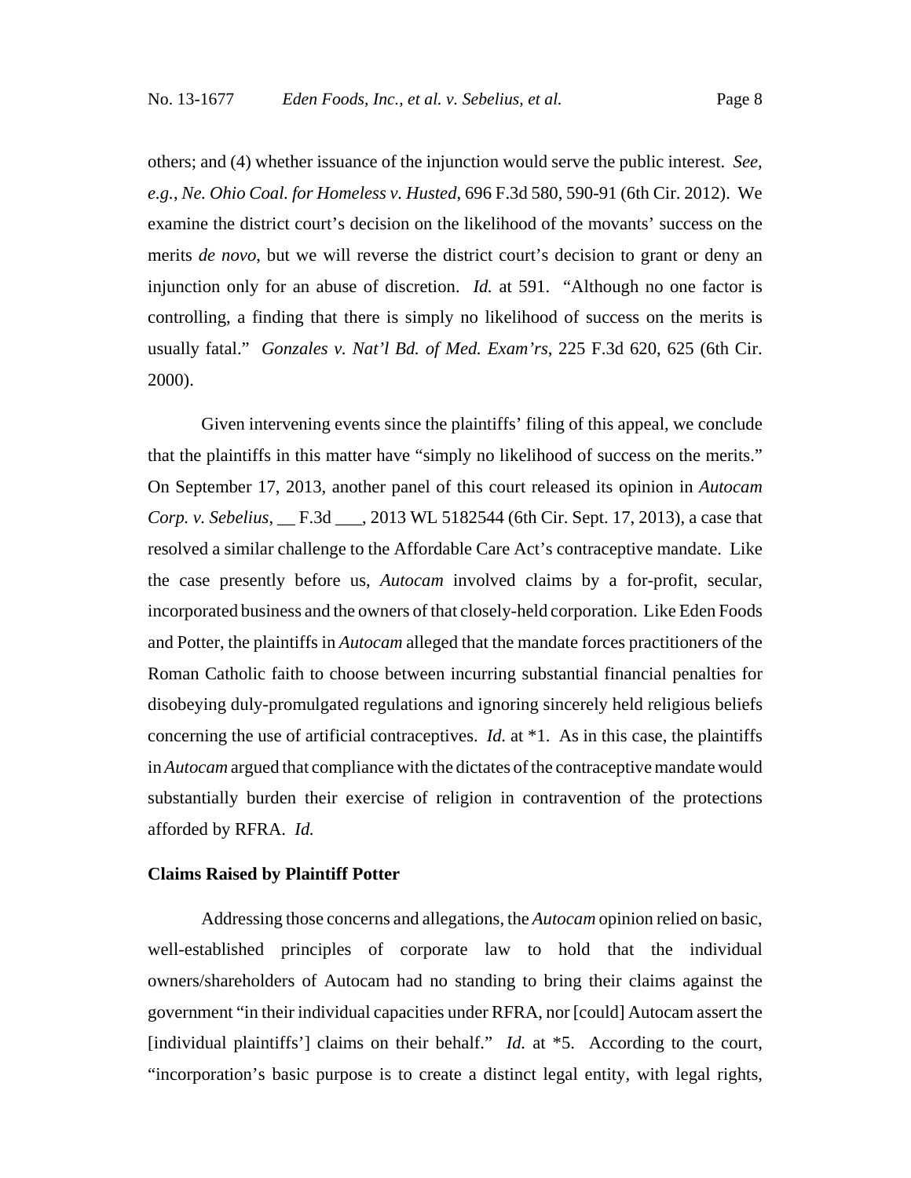others; and (4) whether issuance of the injunction would serve the public interest. *See, e.g.*, *Ne. Ohio Coal. for Homeless v. Husted*, 696 F.3d 580, 590-91 (6th Cir. 2012). We examine the district court's decision on the likelihood of the movants' success on the merits *de novo*, but we will reverse the district court's decision to grant or deny an injunction only for an abuse of discretion. *Id.* at 591. "Although no one factor is controlling, a finding that there is simply no likelihood of success on the merits is usually fatal." *Gonzales v. Nat'l Bd. of Med. Exam'rs*, 225 F.3d 620, 625 (6th Cir. 2000).

Given intervening events since the plaintiffs' filing of this appeal, we conclude that the plaintiffs in this matter have "simply no likelihood of success on the merits." On September 17, 2013, another panel of this court released its opinion in *Autocam Corp. v. Sebelius*, __ F.3d ___, 2013 WL 5182544 (6th Cir. Sept. 17, 2013), a case that resolved a similar challenge to the Affordable Care Act's contraceptive mandate. Like the case presently before us, *Autocam* involved claims by a for-profit, secular, incorporated business and the owners of that closely-held corporation. Like Eden Foods and Potter, the plaintiffs in *Autocam* alleged that the mandate forces practitioners of the Roman Catholic faith to choose between incurring substantial financial penalties for disobeying duly-promulgated regulations and ignoring sincerely held religious beliefs concerning the use of artificial contraceptives. *Id.* at *1. As in this case, the plaintiffs in *Autocam* argued that compliance with the dictates of the contraceptive mandate would substantially burden their exercise of religion in contravention of the protections afforded by RFRA. *Id.*

**Claims Raised by Plaintiff Potter**

Addressing those concerns and allegations, the *Autocam* opinion relied on basic, well-established principles of corporate law to hold that the individual owners/shareholders of Autocam had no standing to bring their claims against the government "in their individual capacities under RFRA, nor [could] Autocam assert the [individual plaintiffs'] claims on their behalf." *Id.* at *5. According to the court, "incorporation's basic purpose is to create a distinct legal entity, with legal rights,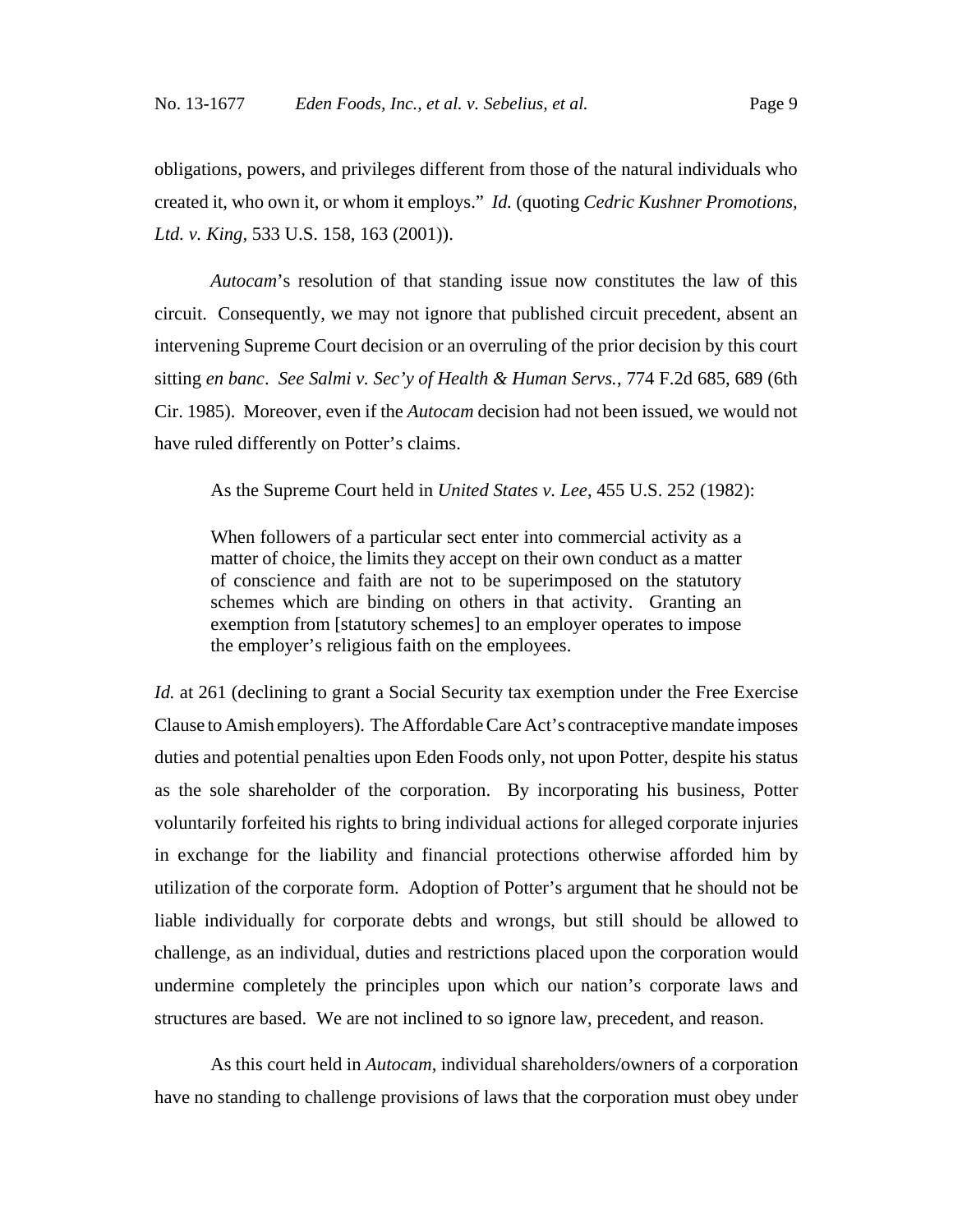obligations, powers, and privileges different from those of the natural individuals who created it, who own it, or whom it employs." *Id.* (quoting *Cedric Kushner Promotions, Ltd. v. King*, 533 U.S. 158, 163 (2001)).

*Autocam*'s resolution of that standing issue now constitutes the law of this circuit. Consequently, we may not ignore that published circuit precedent, absent an intervening Supreme Court decision or an overruling of the prior decision by this court sitting *en banc*. *See Salmi v. Sec'y of Health & Human Servs.*, 774 F.2d 685, 689 (6th Cir. 1985). Moreover, even if the *Autocam* decision had not been issued, we would not have ruled differently on Potter's claims.

As the Supreme Court held in *United States v. Lee*, 455 U.S. 252 (1982):

> When followers of a particular sect enter into commercial activity as a matter of choice, the limits they accept on their own conduct as a matter of conscience and faith are not to be superimposed on the statutory schemes which are binding on others in that activity. Granting an exemption from [statutory schemes] to an employer operates to impose the employer's religious faith on the employees.

*Id.* at 261 (declining to grant a Social Security tax exemption under the Free Exercise Clause to Amish employers). The Affordable Care Act's contraceptive mandate imposes duties and potential penalties upon Eden Foods only, not upon Potter, despite his status as the sole shareholder of the corporation. By incorporating his business, Potter voluntarily forfeited his rights to bring individual actions for alleged corporate injuries in exchange for the liability and financial protections otherwise afforded him by utilization of the corporate form. Adoption of Potter's argument that he should not be liable individually for corporate debts and wrongs, but still should be allowed to challenge, as an individual, duties and restrictions placed upon the corporation would undermine completely the principles upon which our nation's corporate laws and structures are based. We are not inclined to so ignore law, precedent, and reason.

As this court held in *Autocam*, individual shareholders/owners of a corporation have no standing to challenge provisions of laws that the corporation must obey under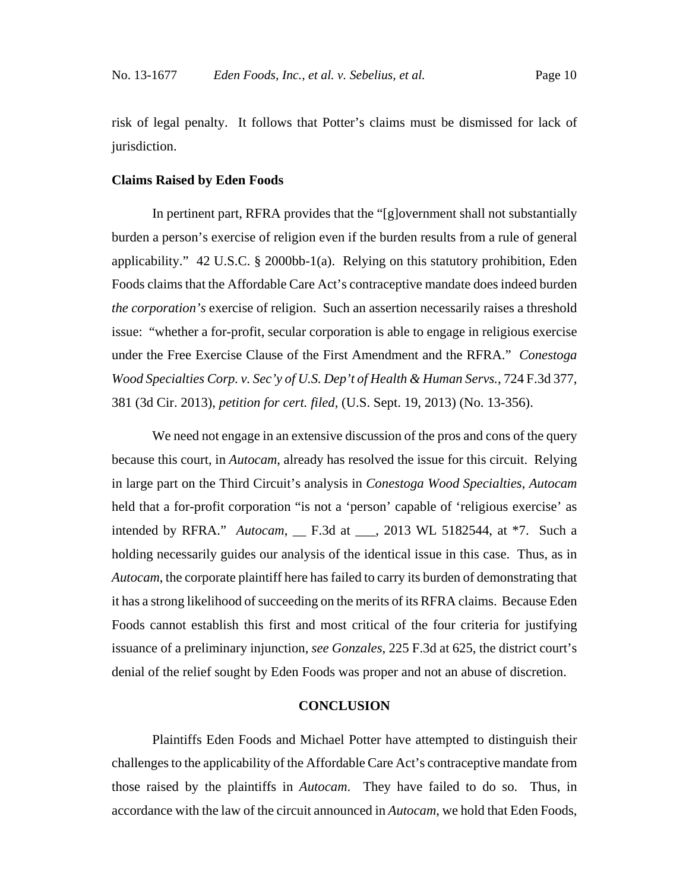risk of legal penalty. It follows that Potter's claims must be dismissed for lack of jurisdiction.

**Claims Raised by Eden Foods**

In pertinent part, RFRA provides that the "[g]overnment shall not substantially burden a person's exercise of religion even if the burden results from a rule of general applicability." 42 U.S.C. § 2000bb-1(a). Relying on this statutory prohibition, Eden Foods claims that the Affordable Care Act's contraceptive mandate does indeed burden *the corporation's* exercise of religion. Such an assertion necessarily raises a threshold issue: "whether a for-profit, secular corporation is able to engage in religious exercise under the Free Exercise Clause of the First Amendment and the RFRA." *Conestoga Wood Specialties Corp. v. Sec'y of U.S. Dep't of Health & Human Servs.*, 724 F.3d 377, 381 (3d Cir. 2013), *petition for cert. filed*, (U.S. Sept. 19, 2013) (No. 13-356).

We need not engage in an extensive discussion of the pros and cons of the query because this court, in *Autocam*, already has resolved the issue for this circuit. Relying in large part on the Third Circuit's analysis in *Conestoga Wood Specialties*, *Autocam* held that a for-profit corporation "is not a 'person' capable of 'religious exercise' as intended by RFRA." *Autocam*, __ F.3d at ___, 2013 WL 5182544, at *7. Such a holding necessarily guides our analysis of the identical issue in this case. Thus, as in *Autocam*, the corporate plaintiff here has failed to carry its burden of demonstrating that it has a strong likelihood of succeeding on the merits of its RFRA claims. Because Eden Foods cannot establish this first and most critical of the four criteria for justifying issuance of a preliminary injunction, *see Gonzales*, 225 F.3d at 625, the district court's denial of the relief sought by Eden Foods was proper and not an abuse of discretion.

**CONCLUSION**

Plaintiffs Eden Foods and Michael Potter have attempted to distinguish their challenges to the applicability of the Affordable Care Act's contraceptive mandate from those raised by the plaintiffs in *Autocam*. They have failed to do so. Thus, in accordance with the law of the circuit announced in *Autocam*, we hold that Eden Foods,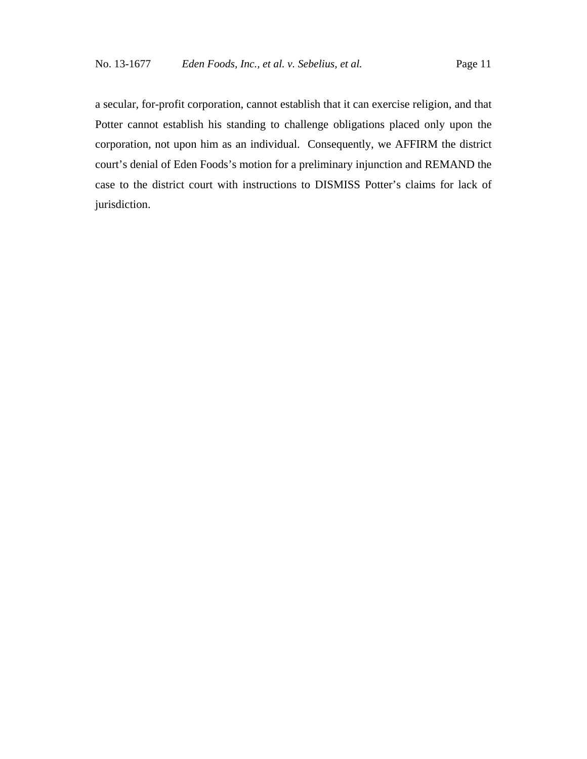a secular, for-profit corporation, cannot establish that it can exercise religion, and that Potter cannot establish his standing to challenge obligations placed only upon the corporation, not upon him as an individual. Consequently, we AFFIRM the district court's denial of Eden Foods's motion for a preliminary injunction and REMAND the case to the district court with instructions to DISMISS Potter's claims for lack of jurisdiction.